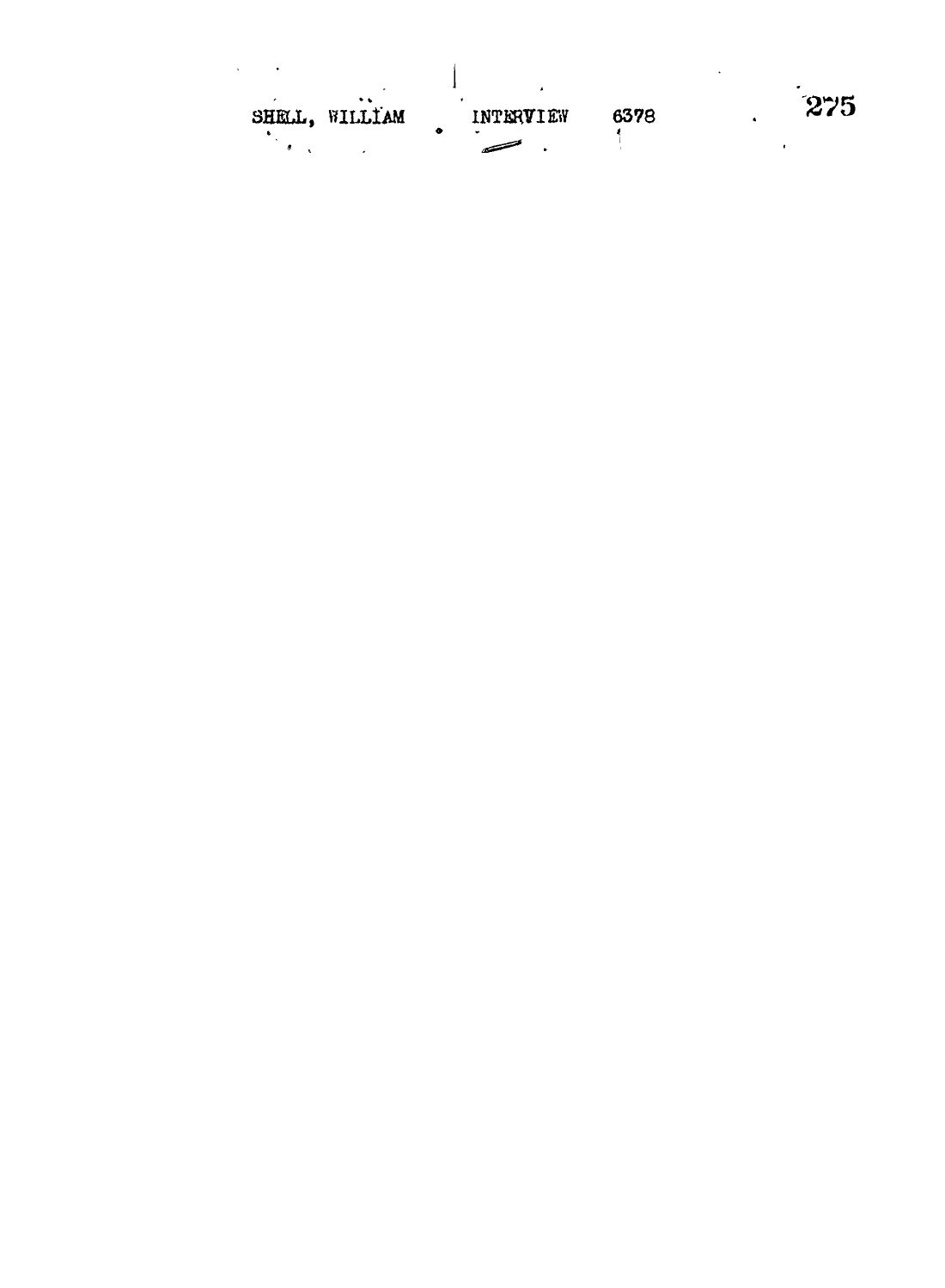SHELL, WILLIAM INTERVIEW 6378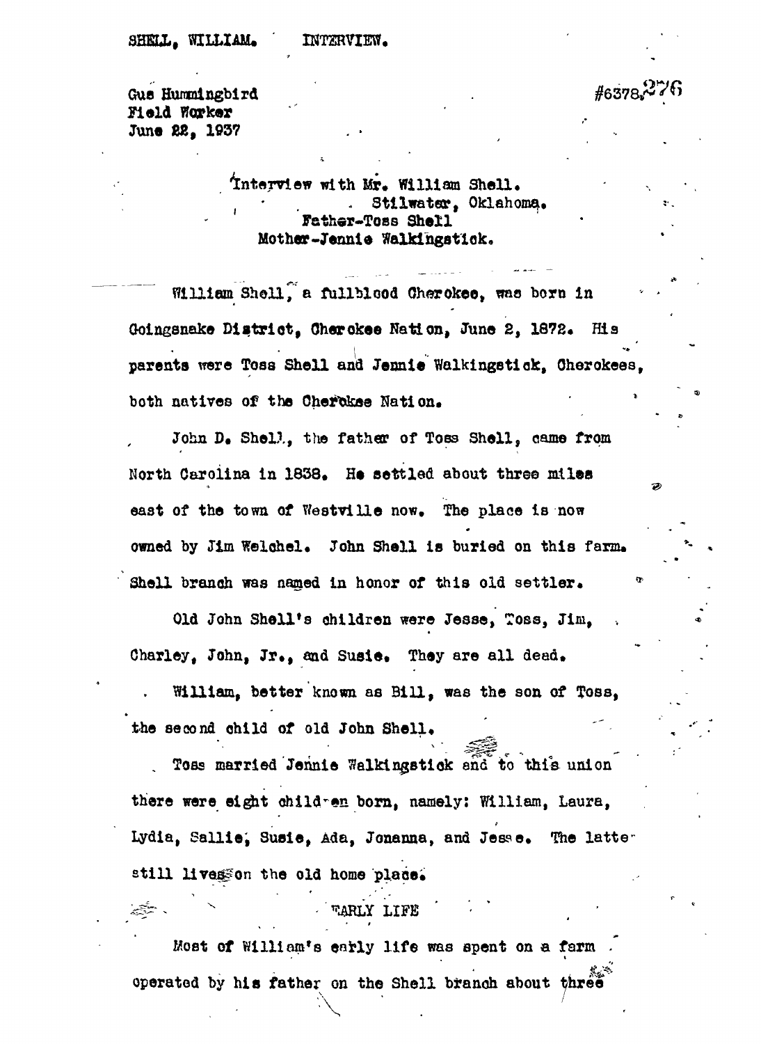SHELL, WILLIAM. INTERVIEW.

Gus Hummingbird
Field Worker
June 22, 1937

#6378

Interview with Mr. William Shell.
Stilwater, Oklahoma.
Father-Toss Shell
Mother-Jennie Walkingstick.

William Shell, a fullblood Cherokee, was born in Goingsnake District, Cherokee Nation, June 2, 1872. His parents were Toss Shell and Jennie Walkingstick, Cherokees, both natives of the Cherokee Nation.

John D. Shell, the father of Toss Shell, came from North Carolina in 1838. He settled about three miles east of the town of Westville now. The place is now owned by Jim Welchel. John Shell is buried on this farm. Shell branch was named in honor of this old settler.

Old John Shell's children were Jesse, Toss, Jim, Charley, John, Jr., and Susie. They are all dead.

William, better known as Bill, was the son of Toss, the second child of old John Shell.

Toss married Jennie Walkingstick and to this union there were eight children born, namely: William, Laura, Lydia, Sallie, Susie, Ada, Jonanna, and Jesse. The latter still lives on the old home place.

## EARLY LIFE

Most of William's early life was spent on a farm operated by his father on the Shell branch about three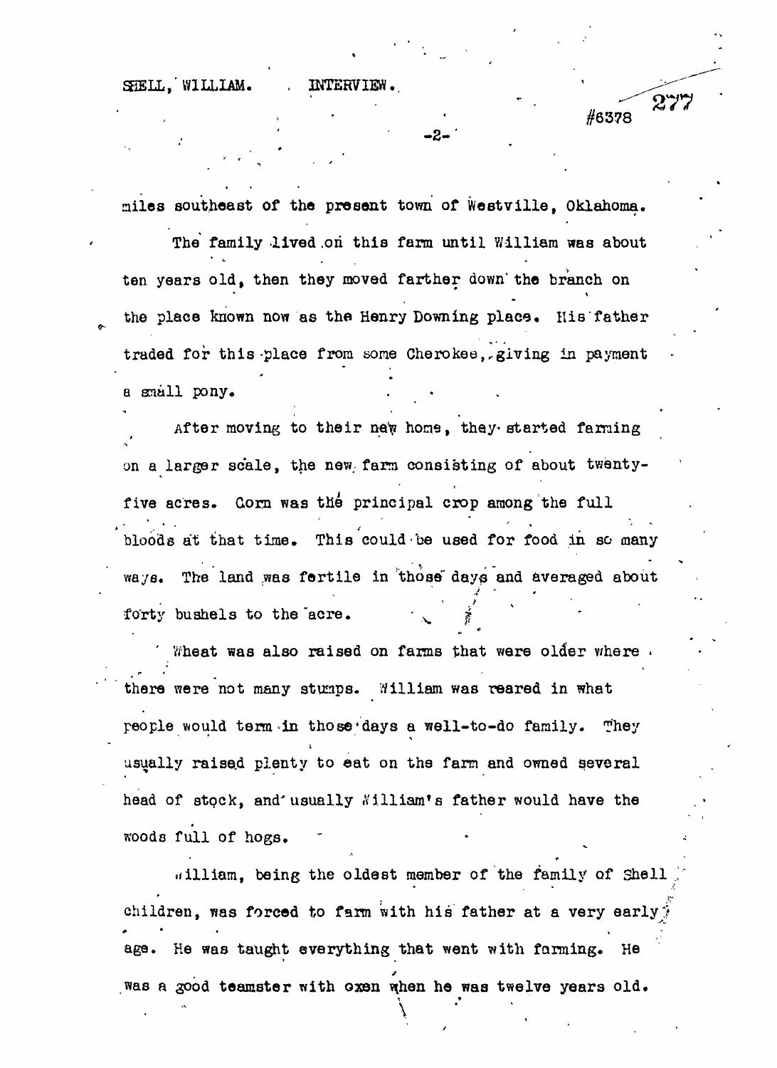miles southeast of the present town of Westville, Oklahoma.

The family lived on this farm until William was about ten years old, then they moved farther down the branch on the place known now as the Henry Downing place. His father traded for this place from some Cherokee, giving in payment a small pony.

After moving to their new home, they started farming on a larger scale, the new farm consisting of about twenty-five acres. Corn was the principal crop among the full bloods at that time. This could be used for food in so many ways. The land was fertile in those days and averaged about forty bushels to the acre.

Wheat was also raised on farms that were older where there were not many stumps. William was reared in what people would term in those days a well-to-do family. They usually raised plenty to eat on the farm and owned several head of stock, and usually William's father would have the woods full of hogs.

William, being the oldest member of the family of Shell children, was forced to farm with his father at a very early age. He was taught everything that went with farming. He was a good teamster with oxen when he was twelve years old.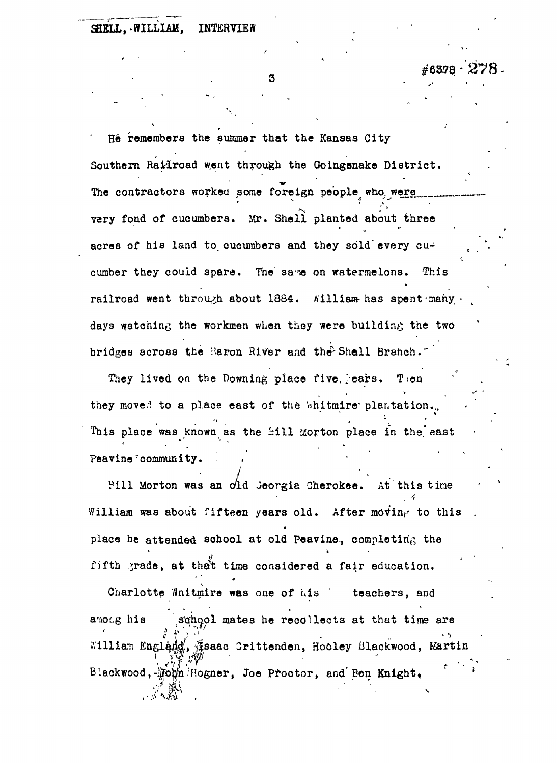He remembers the summer that the Kansas City Southern Railroad went through the Goingsnake District. The contractors worked some foreign people who were very fond of cucumbers. Mr. Shell planted about three acres of his land to cucumbers and they sold every cucumber they could spare. The same on watermelons. This railroad went through about 1884. William has spent many days watching the workmen when they were building the two bridges across the Baron River and the Shell Branch.

They lived on the Downing place five years. Then they moved to a place east of the Whitmire plantation. This place was known as the Bill Morton place in the east Peavine community.

Bill Morton was an old Georgia Cherokee. At this time William was about fifteen years old. After moving to this place he attended school at old Peavine, completing the fifth grade, at that time considered a fair education.

Charlotte Whitmire was one of his teachers, and among his school mates he recollects at that time are William England, Isaac Crittenden, Hooley Blackwood, Martin Blackwood, John Hogner, Joe Proctor, and Ben Knight,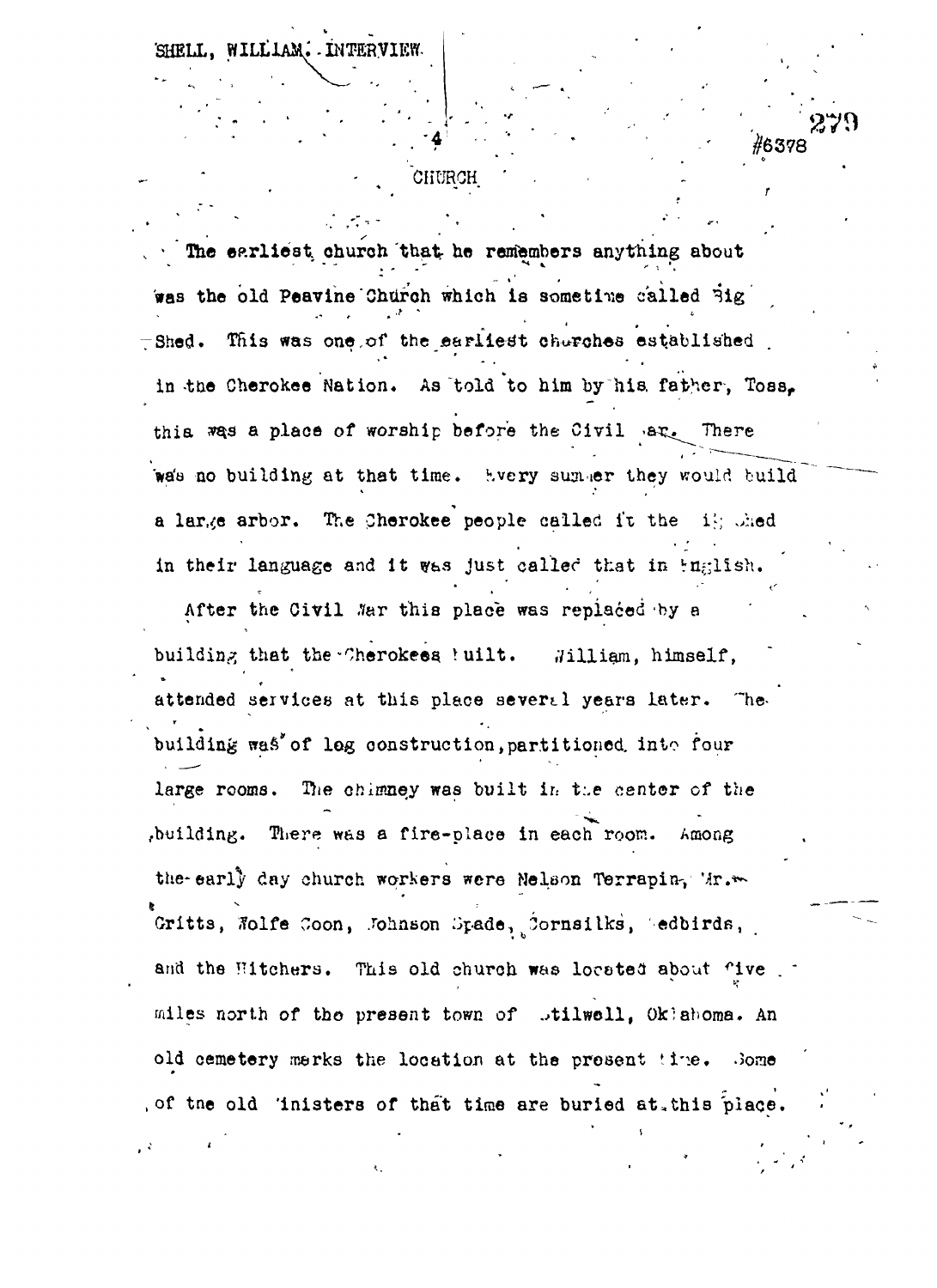## CHURCH

The earliest church that he remembers anything about was the old Peavine Church which is sometime called Big Shed. This was one of the earliest churches established in the Cherokee Nation. As told to him by his father, Toss, this was a place of worship before the Civil War. There was no building at that time. Every summer they would build a large arbor. The Cherokee people called it the Big Shed in their language and it was just called that in English.

After the Civil War this place was replaced by a building that the Cherokees built. William, himself, attended services at this place several years later. The building was of log construction, partitioned into four large rooms. The chimney was built in the center of the building. There was a fire-place in each room. Among the early day church workers were Nelson Terrapin, Mr. Gritts, Wolfe Coon, Johnson Spade, Cornsilks, Redbirds, and the Hitchers. This old church was located about five miles north of the present town of Stilwell, Oklahoma. An old cemetery marks the location at the present time. Some of the old Ministers of that time are buried at this place.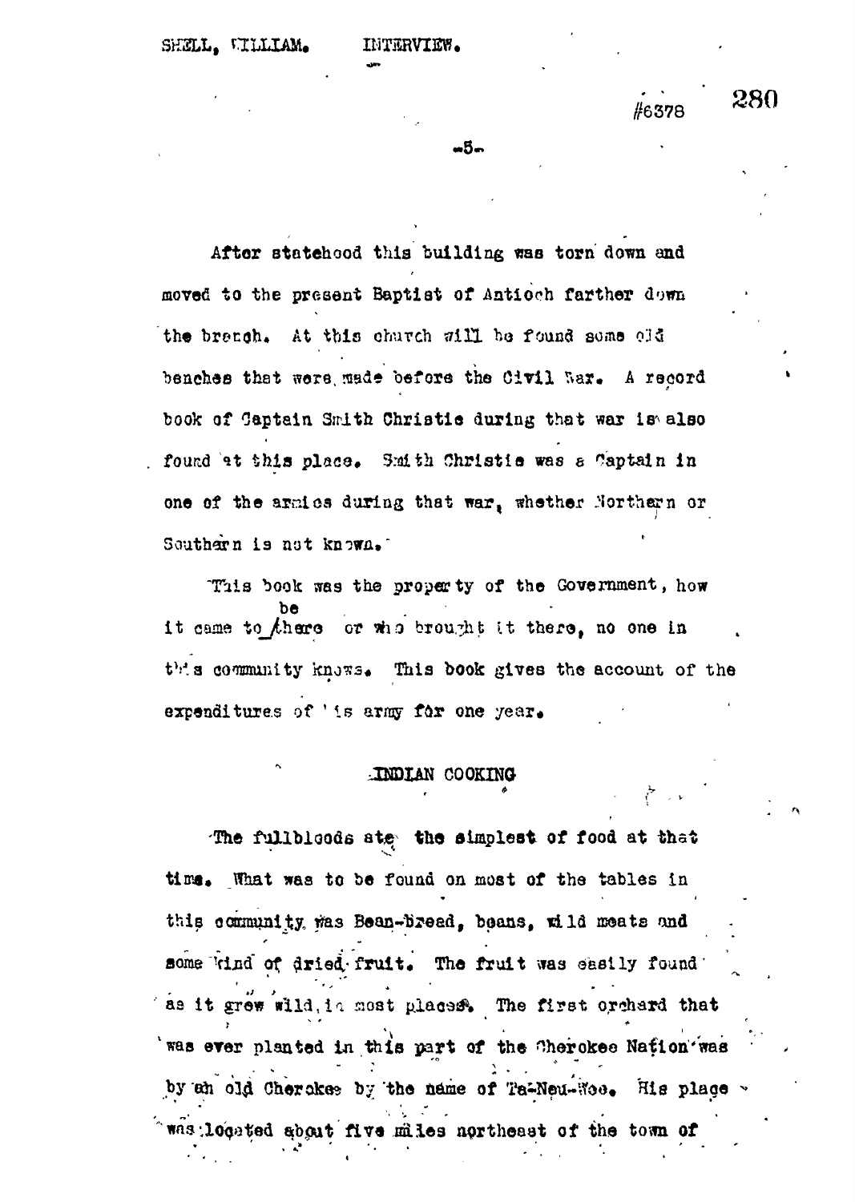After statehood this building was torn down and moved to the present Baptist of Antioch farther down the branch. At this church will be found some old benches that were made before the Civil War. A record book of Captain Smith Christie during that war is also found at this place. Smith Christie was a Captain in one of the armies during that war, whether Northern or Southern is not known.

This book was the property of the Government, how it came to be there or who brought it there, no one in this community knows. This book gives the account of the expenditures of his army for one year.

## INDIAN COOKING

The fullbloods ate the simplest of food at that time. What was to be found on most of the tables in this community was Bean-bread, beans, wild meats and some kind of dried fruit. The fruit was easily found as it grew wild in most places. The first orchard that was ever planted in this part of the Cherokee Nation was by an old Cherokee by the name of Ta-Neu-Woo. His place was located about five miles northeast of the town of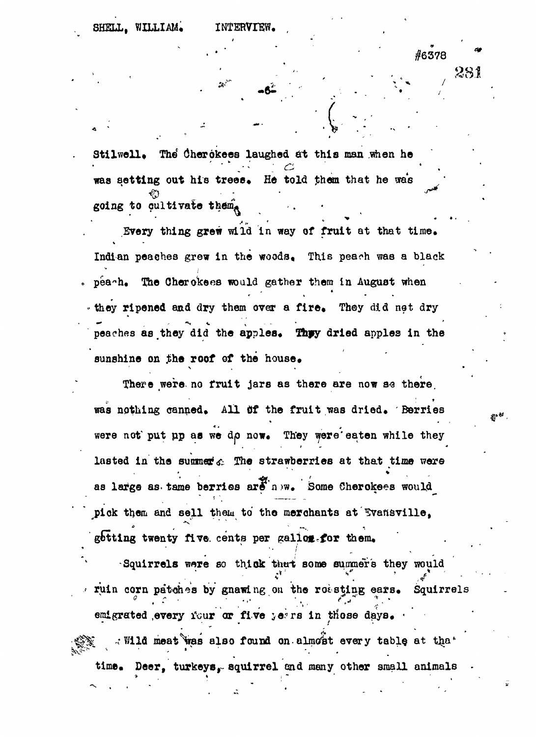Stilwell. The Cherokees laughed at this man when he was setting out his trees. He told them that he was going to cultivate them.

Every thing grew wild in way of fruit at that time. Indian peaches grew in the woods. This peach was a black peach. The Cherokees would gather them in August when they ripened and dry them over a fire. They did not dry peaches as they did the apples. They dried apples in the sunshine on the roof of the house.

There were no fruit jars as there are now so there was nothing canned. All of the fruit was dried. Berries were not put up as we do now. They were eaten while they lasted in the summer. The strawberries at that time were as large as tame berries are now. Some Cherokees would pick them and sell them to the merchants at Evansville, getting twenty five cents per gallon for them.

Squirrels were so thick that some summers they would ruin corn patches by gnawing on the roasting ears. Squirrels emigrated every four or five years in those days.

Wild meat was also found on almost every table at that time. Deer, turkeys, squirrel and many other small animals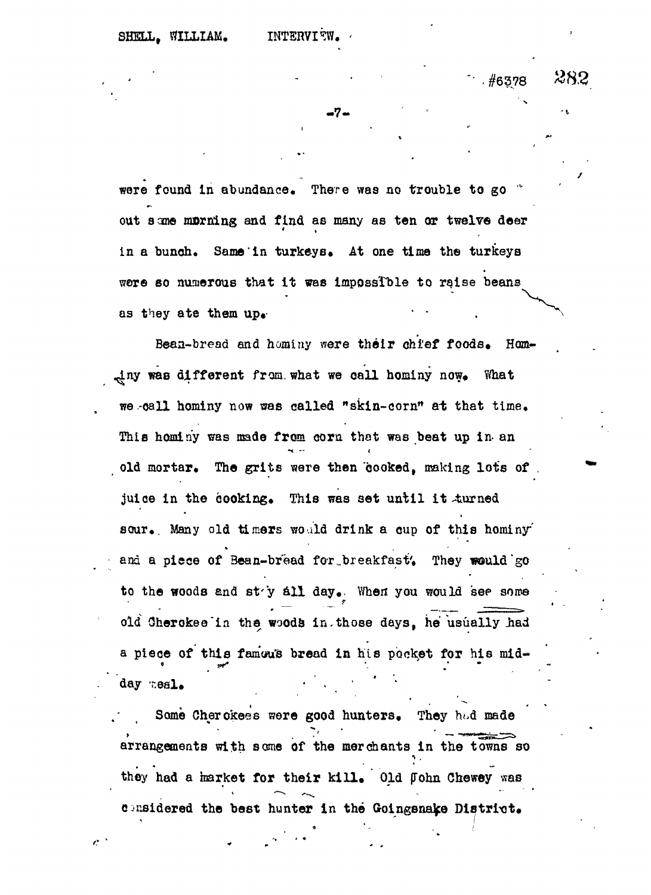were found in abundance. There was no trouble to go out some morning and find as many as ten or twelve deer in a bunch. Same in turkeys. At one time the turkeys were so numerous that it was impossible to raise beans as they ate them up.

Bean-bread and hominy were their chief foods. Hominy was different from what we call hominy now. What we call hominy now was called "skin-corn" at that time. This hominy was made from corn that was beat up in an old mortar. The grits were then cooked, making lots of juice in the cooking. This was set until it turned sour. Many old timers would drink a cup of this hominy and a piece of Bean-bread for breakfast. They would go to the woods and stay all day. When you would see some old Cherokee in the woods in those days, he usually had a piece of this famous bread in his pocket for his mid-day meal.

Some Cherokees were good hunters. They had made arrangements with some of the merchants in the towns so they had a market for their kill. Old John Chewey was considered the best hunter in the Goingsnake District.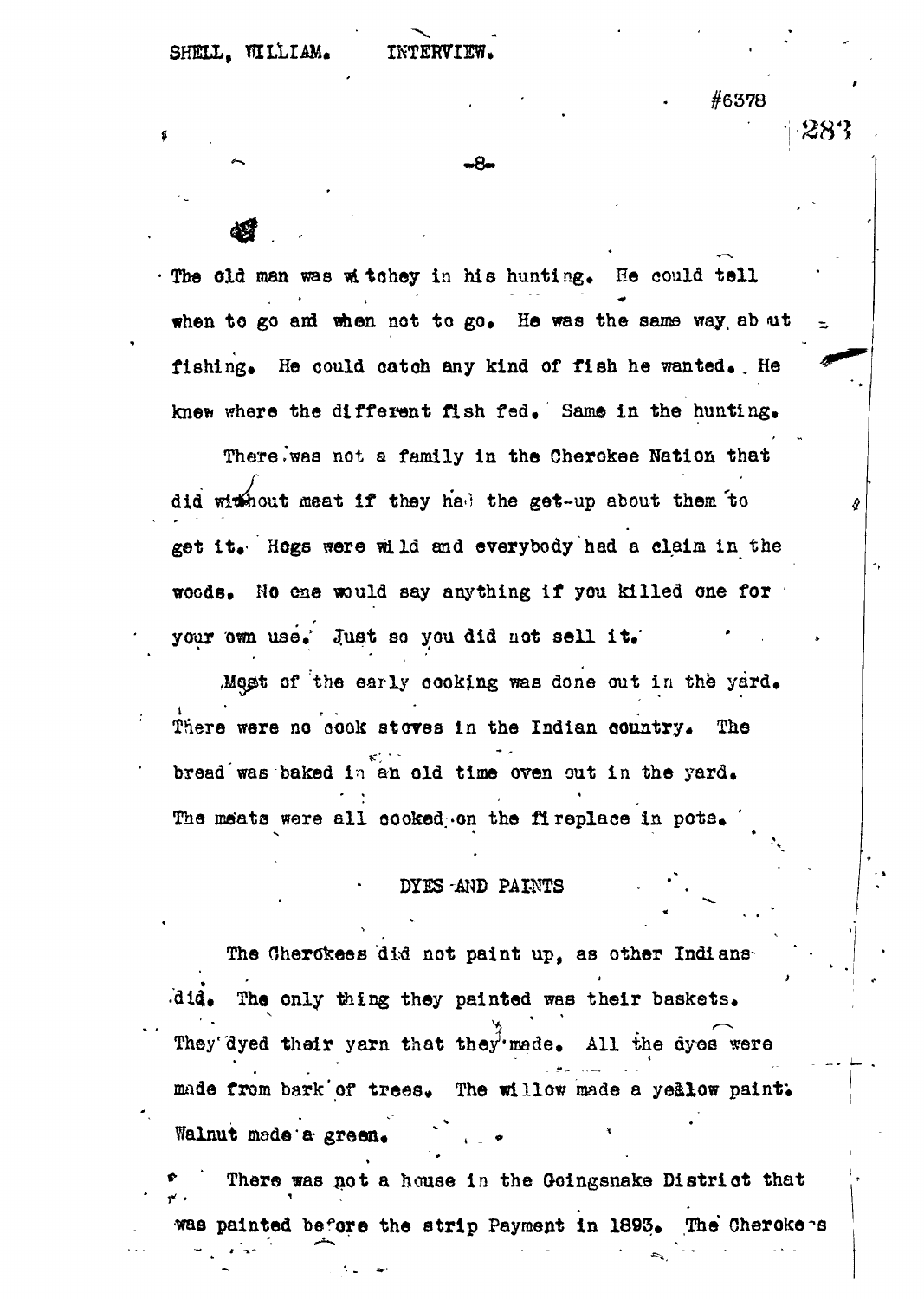The old man was witchey in his hunting. He could tell when to go and when not to go. He was the same way about fishing. He could catch any kind of fish he wanted. He knew where the different fish fed. Same in the hunting.

There was not a family in the Cherokee Nation that did without meat if they had the get-up about them to get it. Hogs were wild and everybody had a claim in the woods. No one would say anything if you killed one for your own use. Just so you did not sell it.

Most of the early cooking was done out in the yard. There were no cook stoves in the Indian country. The bread was baked in an old time oven out in the yard. The meats were all cooked on the fireplace in pots.

## DYES AND PAINTS

The Cherokees did not paint up, as other Indians did. The only thing they painted was their baskets. They dyed their yarn that they made. All the dyes were made from bark of trees. The willow made a yellow paint. Walnut made a green.

There was not a house in the Goingsnake District that was painted before the strip Payment in 1893. The Cherokees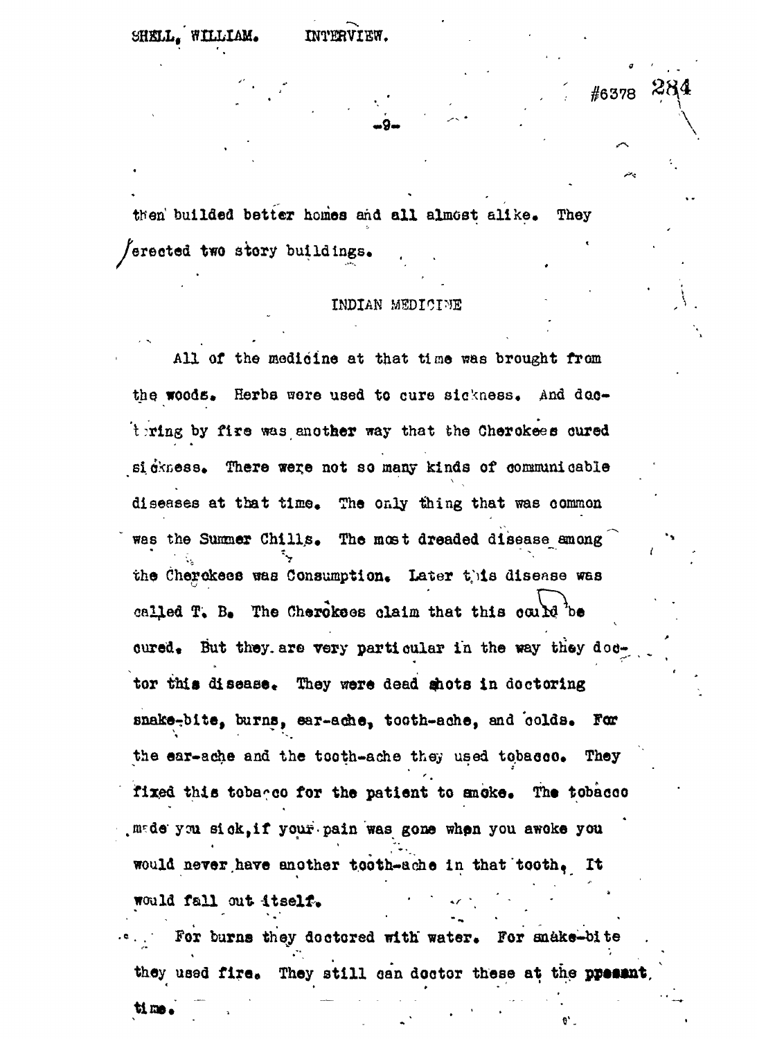then builded better homes and all almost alike. They erected two story buildings.

## INDIAN MEDICINE

All of the medicine at that time was brought from the woods. Herbs were used to cure sickness. And doctoring by fire was another way that the Cherokees cured sickness. There were not so many kinds of communicable diseases at that time. The only thing that was common was the Summer Chills. The most dreaded disease among the Cherokees was Consumption. Later this disease was called T. B. The Cherokees claim that this could be cured. But they are very particular in the way they doctor this disease. They were dead shots in doctoring snake-bite, burns, ear-ache, tooth-ache, and colds. For the ear-ache and the tooth-ache they used tobacco. They fixed this tobacco for the patient to smoke. The tobacco made you sick, if your pain was gone when you awoke you would never have another tooth-ache in that tooth. It would fall out itself.

For burns they doctored with water. For snake-bite they used fire. They still can doctor these at the present time.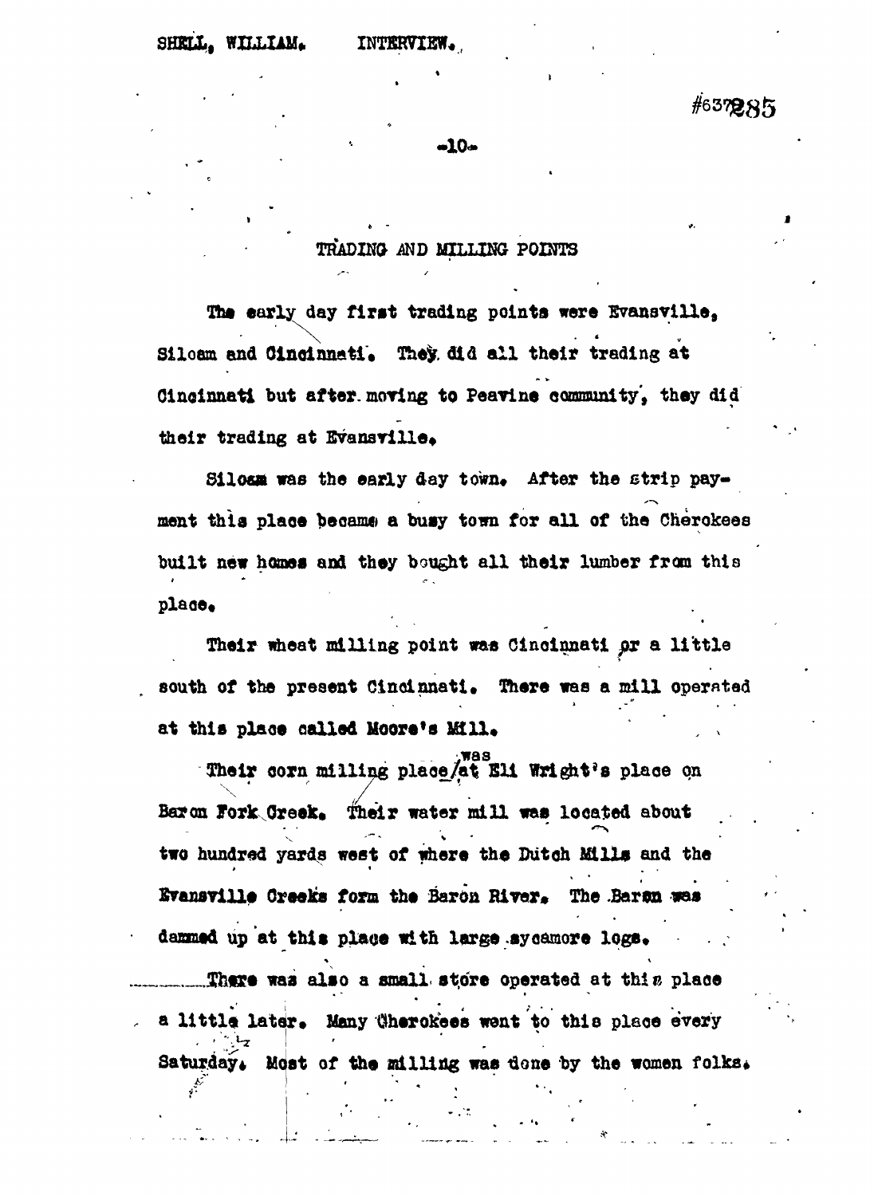## TRADING AND MILLING POINTS

The early day first trading points were Evansville, Siloam and Cincinnati. They did all their trading at Cincinnati but after moving to Peavine community, they did their trading at Evansville.

Siloam was the early day town. After the strip payment this place became a busy town for all of the Cherokees built new homes and they bought all their lumber from this place.

Their wheat milling point was Cincinnati or a little south of the present Cincinnati. There was a mill operated at this place called Moore's Mill.

Their corn milling place was at Eli Wright's place on Baron Fork Creek. Their water mill was located about two hundred yards west of where the Dutch Mills and the Evansville Creeks form the Baron River. The Baron was dammed up at this place with large sycamore logs.

There was also a small store operated at this place a little later. Many Cherokees went to this place every Saturday. Most of the milling was done by the women folks.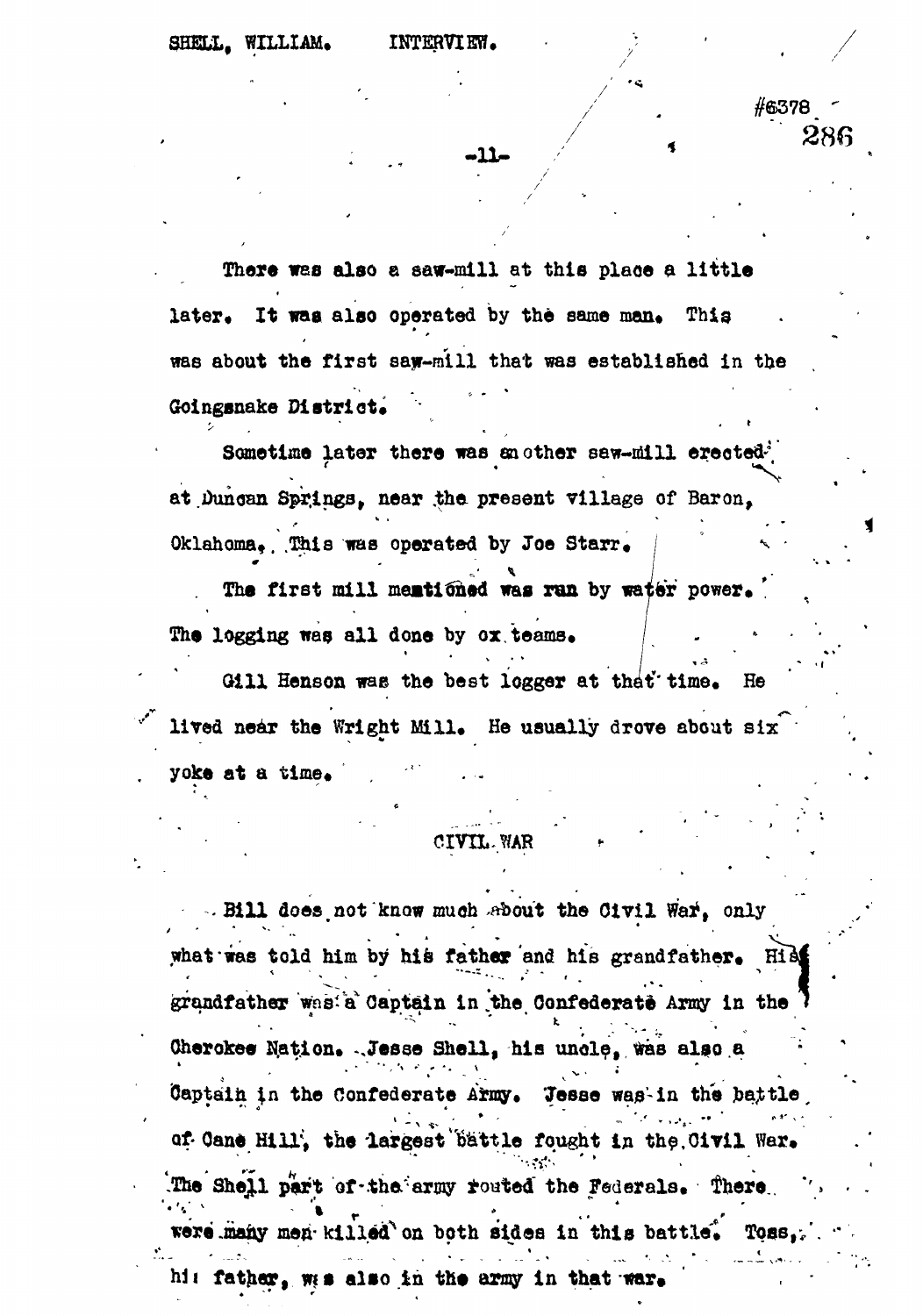There was also a saw-mill at this place a little later. It was also operated by the same man. This was about the first saw-mill that was established in the Goingsnake District.

Sometime later there was another saw-mill erected at Duncan Springs, near the present village of Baron, Oklahoma. This was operated by Joe Starr.

The first mill mentioned was ran by water power. The logging was all done by ox teams.

Gill Henson was the best logger at that time. He lived near the Wright Mill. He usually drove about six yoke at a time.

## CIVIL WAR

Bill does not know much about the Civil War, only what was told him by his father and his grandfather. His grandfather was a Captain in the Confederate Army in the Cherokee Nation. Jesse Shell, his uncle, was also a Captain in the Confederate Army. Jesse was in the battle of Cane Hill, the largest battle fought in the Civil War. The Shell part of the army routed the Federals. There were many men killed on both sides in this battle. Toss, his father, was also in the army in that war.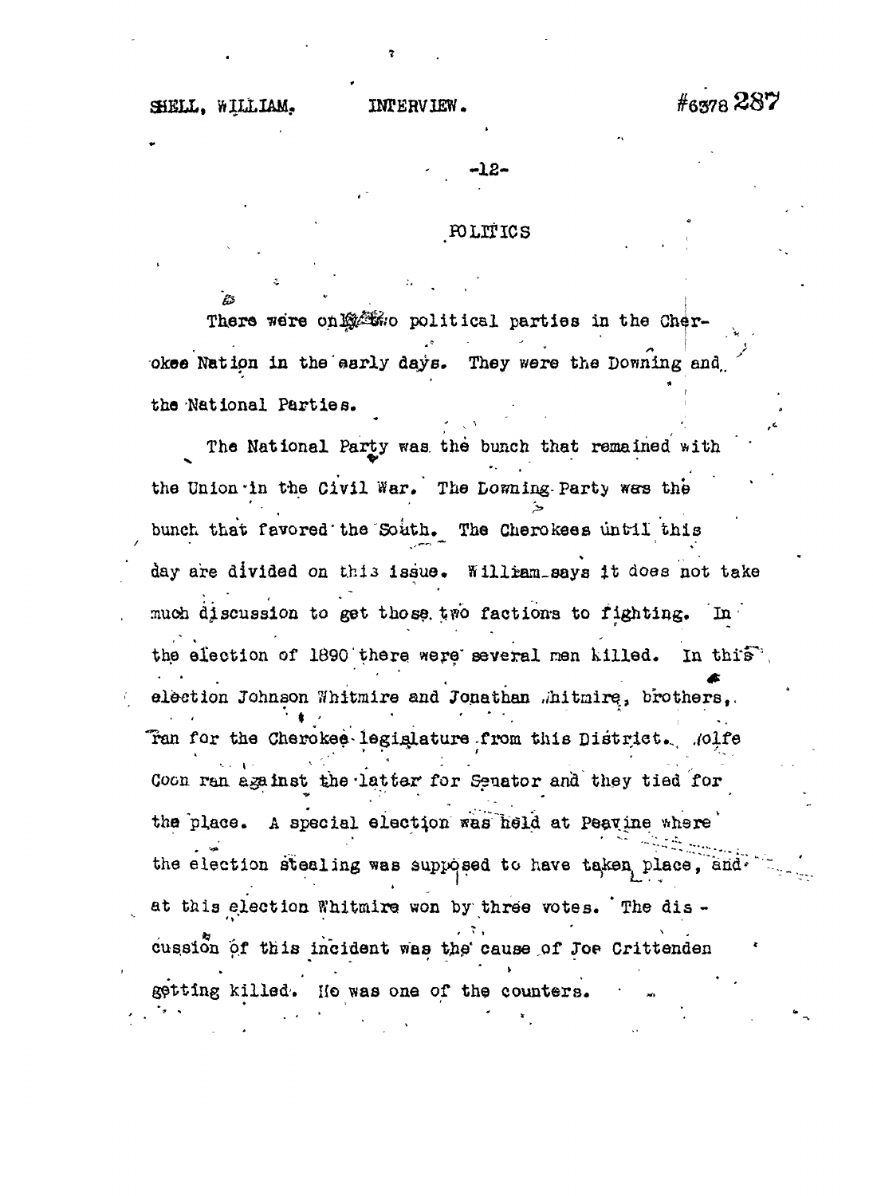## POLITICS

There were only two political parties in the Cherokee Nation in the early days. They were the Downing and the National Parties.

The National Party was the bunch that remained with the Union in the Civil War. The Downing Party was the bunch that favored the South. The Cherokees until this day are divided on this issue. William says it does not take much discussion to get those two factions to fighting. In the election of 1890 there were several men killed. In this election Johnson Whitmire and Jonathan Whitmire, brothers, ran for the Cherokee legislature from this District. Wolfe Coon ran against the latter for Senator and they tied for the place. A special election was held at Peavine where the election stealing was supposed to have taken place, and at this election Whitmire won by three votes. The discussion of this incident was the cause of Joe Crittenden getting killed. He was one of the counters.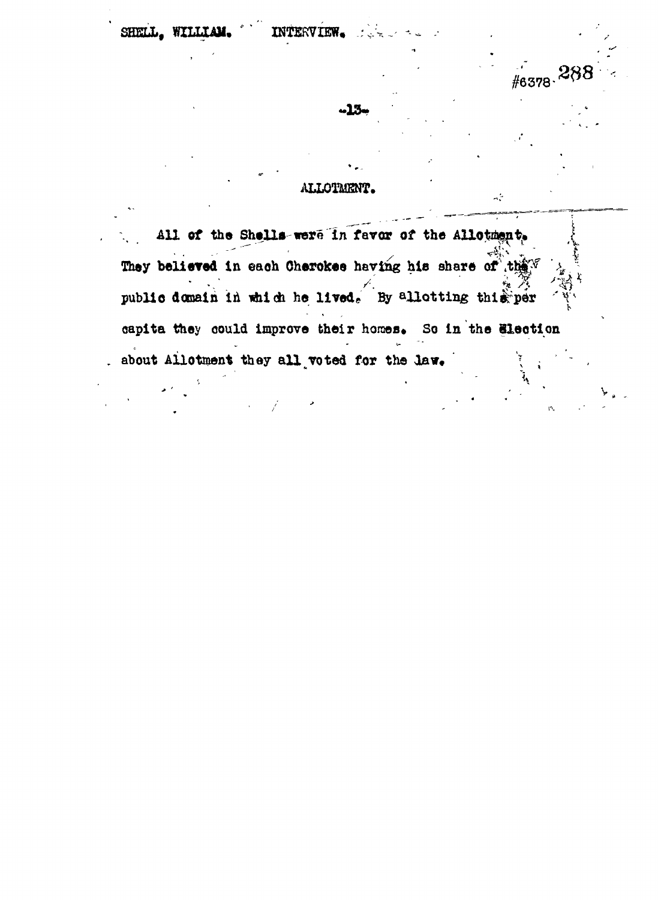## ALLOTMENT.

All of the Shells were in favor of the Allotment. They believed in each Cherokee having his share of the public domain in which he lived. By allotting this per capita they could improve their homes. So in the election about Allotment they all voted for the law.